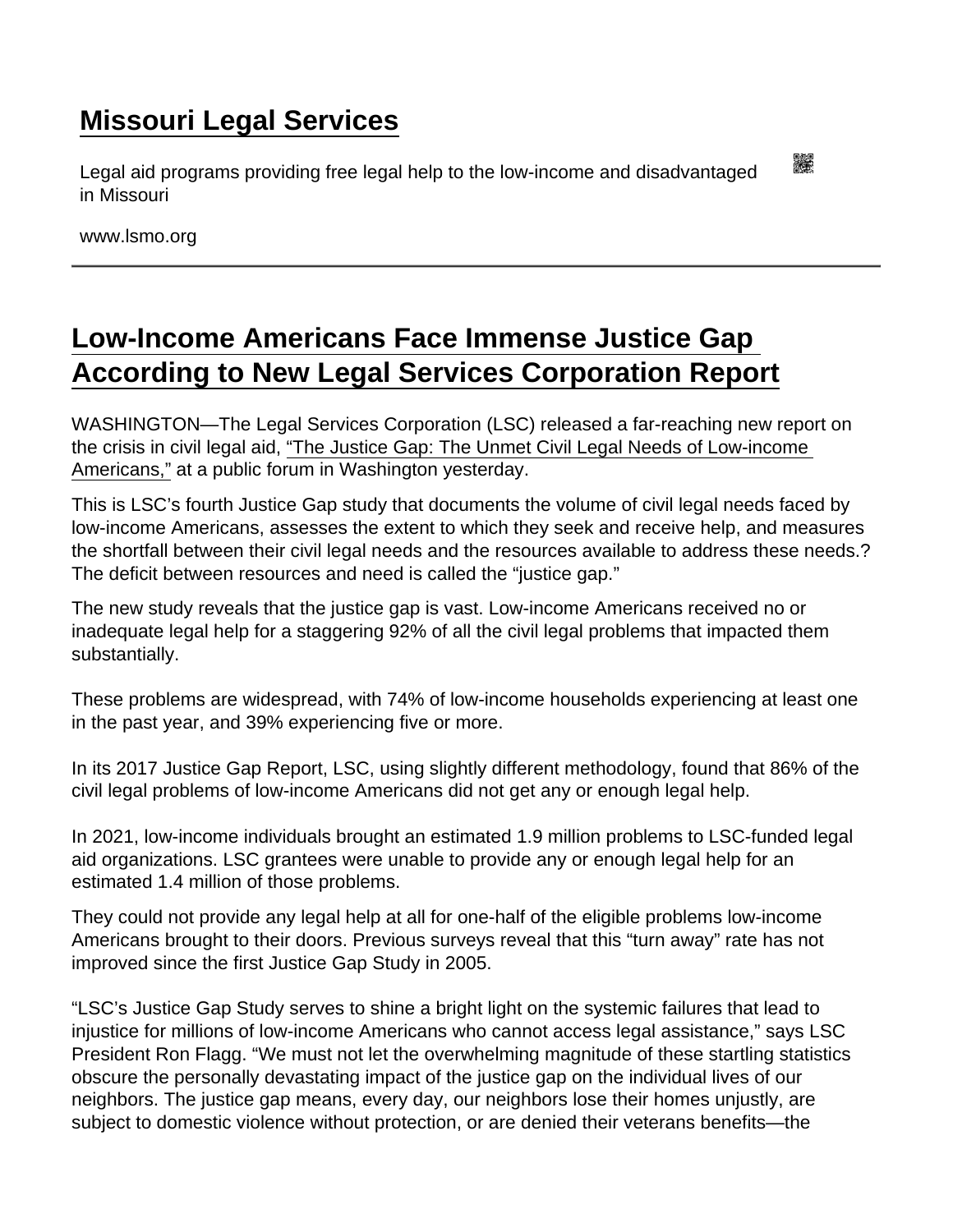# Missouri Legal Services

Legal aid programs providing free legal help to the low-income and disadvantaged in Missouri

www.lsmo.org

---

## Low-Income Americans Face Immense Justice Gap According to New Legal Services Corporation Report

WASHINGTON—The Legal Services Corporation (LSC) released a far-reaching new report on the crisis in civil legal aid, "The Justice Gap: The Unmet Civil Legal Needs of Low-income Americans," at a public forum in Washington yesterday.

This is LSC's fourth Justice Gap study that documents the volume of civil legal needs faced by low-income Americans, assesses the extent to which they seek and receive help, and measures the shortfall between their civil legal needs and the resources available to address these needs.? The deficit between resources and need is called the "justice gap."

The new study reveals that the justice gap is vast. Low-income Americans received no or inadequate legal help for a staggering 92% of all the civil legal problems that impacted them substantially.

These problems are widespread, with 74% of low-income households experiencing at least one in the past year, and 39% experiencing five or more.

In its 2017 Justice Gap Report, LSC, using slightly different methodology, found that 86% of the civil legal problems of low-income Americans did not get any or enough legal help.

In 2021, low-income individuals brought an estimated 1.9 million problems to LSC-funded legal aid organizations. LSC grantees were unable to provide any or enough legal help for an estimated 1.4 million of those problems.

They could not provide any legal help at all for one-half of the eligible problems low-income Americans brought to their doors. Previous surveys reveal that this "turn away" rate has not improved since the first Justice Gap Study in 2005.

"LSC's Justice Gap Study serves to shine a bright light on the systemic failures that lead to injustice for millions of low-income Americans who cannot access legal assistance," says LSC President Ron Flagg. "We must not let the overwhelming magnitude of these startling statistics obscure the personally devastating impact of the justice gap on the individual lives of our neighbors. The justice gap means, every day, our neighbors lose their homes unjustly, are subject to domestic violence without protection, or are denied their veterans benefits—the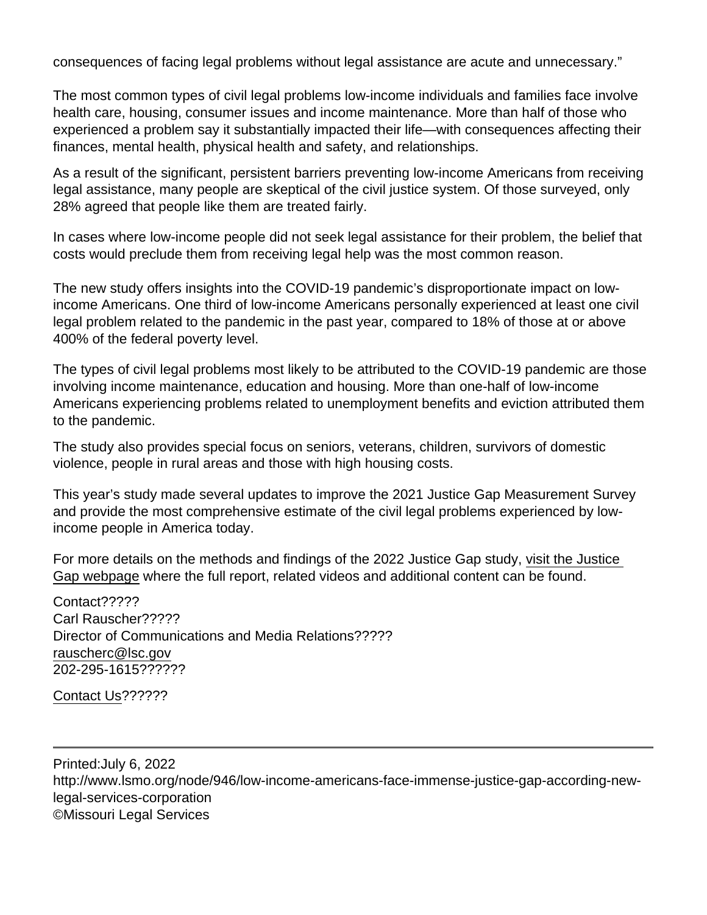consequences of facing legal problems without legal assistance are acute and unnecessary."

The most common types of civil legal problems low-income individuals and families face involve health care, housing, consumer issues and income maintenance. More than half of those who experienced a problem say it substantially impacted their life—with consequences affecting their finances, mental health, physical health and safety, and relationships.

As a result of the significant, persistent barriers preventing low-income Americans from receiving legal assistance, many people are skeptical of the civil justice system. Of those surveyed, only 28% agreed that people like them are treated fairly.

In cases where low-income people did not seek legal assistance for their problem, the belief that costs would preclude them from receiving legal help was the most common reason.

The new study offers insights into the COVID-19 pandemic's disproportionate impact on low-income Americans. One third of low-income Americans personally experienced at least one civil legal problem related to the pandemic in the past year, compared to 18% of those at or above 400% of the federal poverty level.

The types of civil legal problems most likely to be attributed to the COVID-19 pandemic are those involving income maintenance, education and housing. More than one-half of low-income Americans experiencing problems related to unemployment benefits and eviction attributed them to the pandemic.

The study also provides special focus on seniors, veterans, children, survivors of domestic violence, people in rural areas and those with high housing costs.

This year's study made several updates to improve the 2021 Justice Gap Measurement Survey and provide the most comprehensive estimate of the civil legal problems experienced by low-income people in America today.

For more details on the methods and findings of the 2022 Justice Gap study, visit the Justice Gap webpage where the full report, related videos and additional content can be found.

Contact?????
Carl Rauscher?????
Director of Communications and Media Relations?????
rauscherc@lsc.gov
202-295-1615??????

Contact Us??????

---

Printed:July 6, 2022
http://www.lsmo.org/node/946/low-income-americans-face-immense-justice-gap-according-new-legal-services-corporation
©Missouri Legal Services